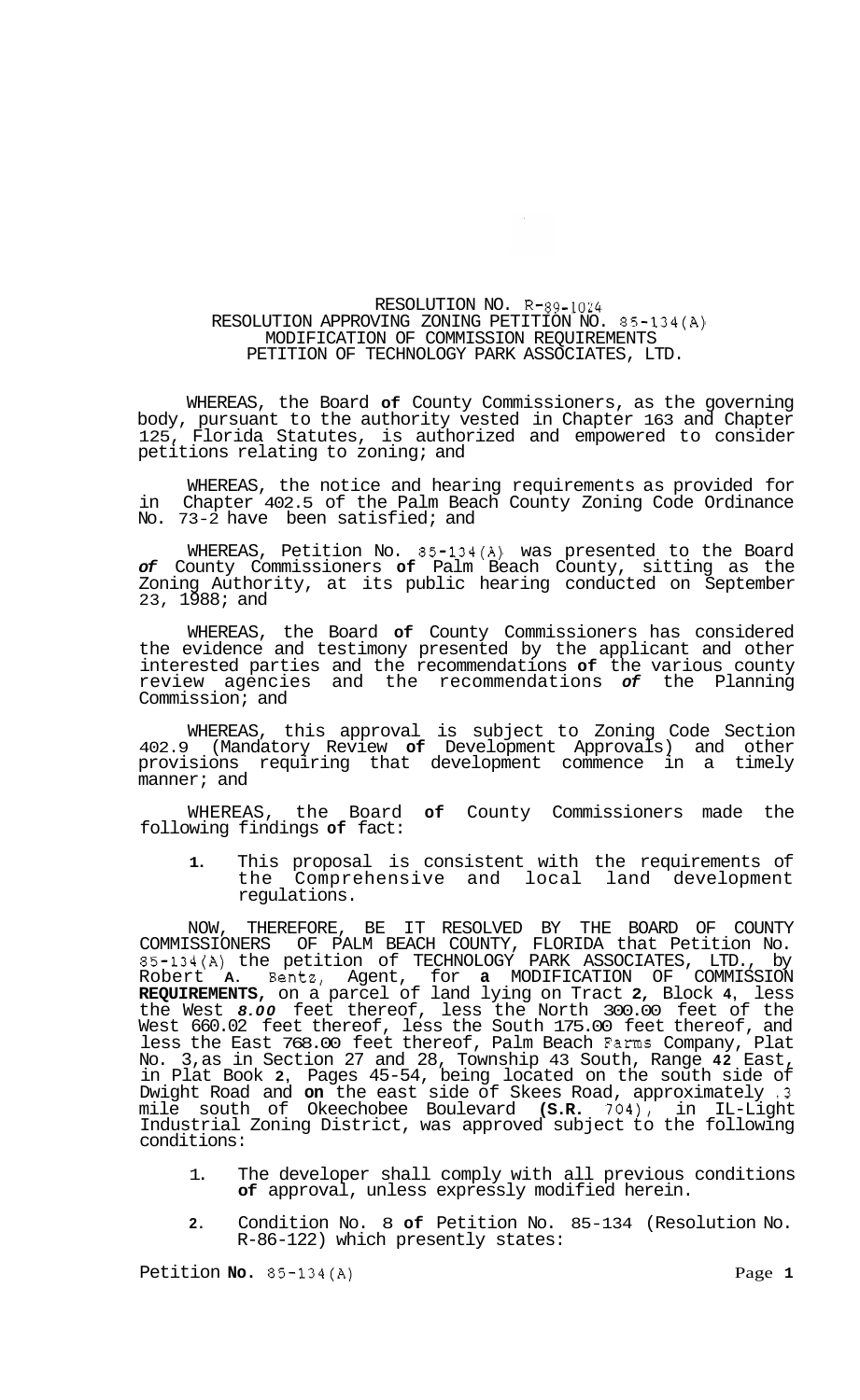RESOLUTION NO. R-89-1024
RESOLUTION APPROVING ZONING PETITION NO. 85-134(A)
MODIFICATION OF COMMISSION REQUIREMENTS
PETITION OF TECHNOLOGY PARK ASSOCIATES, LTD.

WHEREAS, the Board **of** County Commissioners, as the governing body, pursuant to the authority vested in Chapter 163 and Chapter 125, Florida Statutes, is authorized and empowered to consider petitions relating to zoning; and

WHEREAS, the notice and hearing requirements as provided for in Chapter 402.5 of the Palm Beach County Zoning Code Ordinance No. 73-2 have been satisfied; and

WHEREAS, Petition No. 85-134(A) was presented to the Board ***of*** County Commissioners **of** Palm Beach County, sitting as the Zoning Authority, at its public hearing conducted on September 23, 1988; and

WHEREAS, the Board **of** County Commissioners has considered the evidence and testimony presented by the applicant and other interested parties and the recommendations **of** the various county review agencies and the recommendations ***of*** the Planning Commission; and

WHEREAS, this approval is subject to Zoning Code Section 402.9 (Mandatory Review **of** Development Approvals) and other provisions requiring that development commence in a timely manner; and

WHEREAS, the Board **of** County Commissioners made the following findings **of** fact:

1. This proposal is consistent with the requirements of the Comprehensive and local land development regulations.

NOW, THEREFORE, BE IT RESOLVED BY THE BOARD OF COUNTY COMMISSIONERS OF PALM BEACH COUNTY, FLORIDA that Petition No. 85-134(A) the petition of TECHNOLOGY PARK ASSOCIATES, LTD., by Robert **A**. Bentz, Agent, for **a** MODIFICATION OF COMMISSION **REQUIREMENTS**, on a parcel of land lying on Tract **2**, Block **4**, less the West ***8.00*** feet thereof, less the North 300.00 feet of the West 660.02 feet thereof, less the South 175.00 feet thereof, and less the East 768.00 feet thereof, Palm Beach Farms Company, Plat No. 3, as in Section 27 and 28, Township 43 South, Range **42** East, in Plat Book **2**, Pages 45-54, being located on the south side of Dwight Road and **on** the east side of Skees Road, approximately .3 mile south of Okeechobee Boulevard **(S.R.** 704), in IL-Light Industrial Zoning District, was approved subject to the following conditions:

1. The developer shall comply with all previous conditions **of** approval, unless expressly modified herein.

2. Condition No. 8 **of** Petition No. 85-134 (Resolution No. R-86-122) which presently states: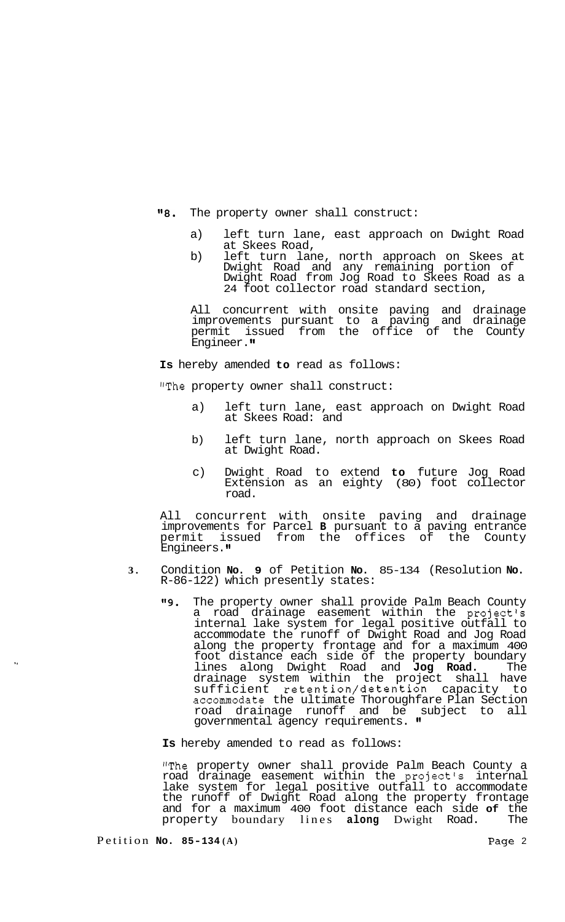"8. The property owner shall construct:

   a) left turn lane, east approach on Dwight Road at Skees Road,
   b) left turn lane, north approach on Skees at Dwight Road and any remaining portion of Dwight Road from Jog Road to Skees Road as a 24 foot collector road standard section,

   All concurrent with onsite paving and drainage improvements pursuant to a paving and drainage permit issued from the office of the County Engineer."

**Is** hereby amended **to** read as follows:

"The property owner shall construct:

   a) left turn lane, east approach on Dwight Road at Skees Road: and

   b) left turn lane, north approach on Skees Road at Dwight Road.

   c) Dwight Road to extend **to** future Jog Road Extension as an eighty (80) foot collector road.

All concurrent with onsite paving and drainage improvements for Parcel **B** pursuant to a paving entrance permit issued from the offices of the County Engineers."

3. Condition **No. 9** of Petition **No.** 85-134 (Resolution **No.** R-86-122) which presently states:

   "9. The property owner shall provide Palm Beach County a road drainage easement within the project's internal lake system for legal positive outfall to accommodate the runoff of Dwight Road and Jog Road along the property frontage and for a maximum 400 foot distance each side of the property boundary lines along Dwight Road and **Jog Road.** The drainage system within the project shall have sufficient retention/detention capacity to accommodate the ultimate Thoroughfare Plan Section road drainage runoff and be subject to all governmental agency requirements. "

   **Is** hereby amended to read as follows:

   "The property owner shall provide Palm Beach County a road drainage easement within the project's internal lake system for legal positive outfall to accommodate the runoff of Dwight Road along the property frontage and for a maximum 400 foot distance each side **of** the property boundary lines **along** Dwight Road. The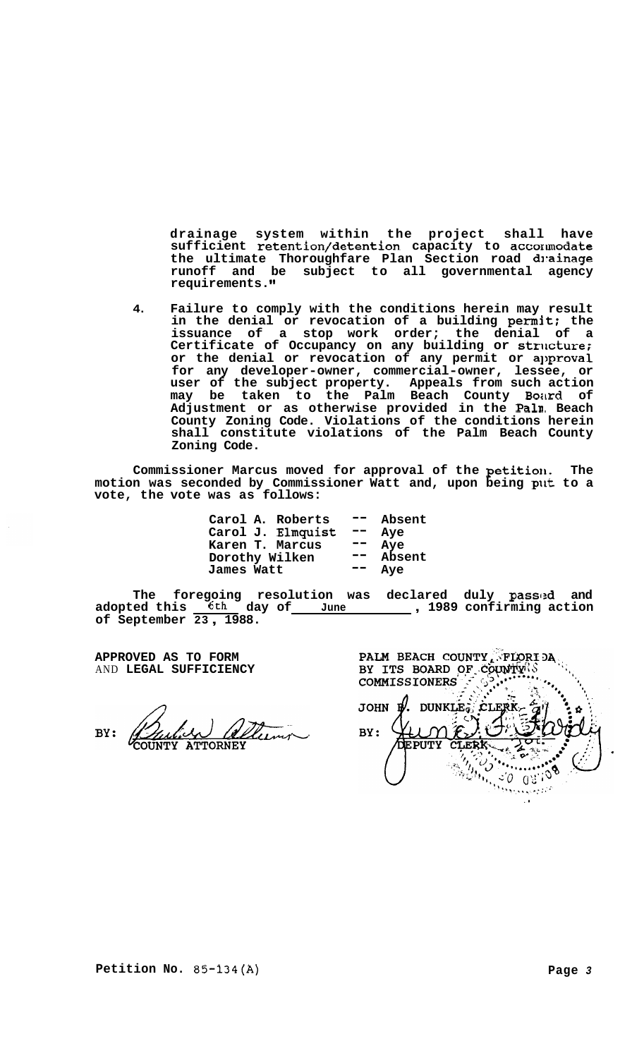**drainage system within the project shall have sufficient retention/detention capacity to accommodate the ultimate Thoroughfare Plan Section road drainage runoff and be subject to all governmental agency requirements."**

4. **Failure to comply with the conditions herein may result in the denial or revocation of a building permit; the issuance of a stop work order; the denial of a Certificate of Occupancy on any building or structure; or the denial or revocation of any permit or approval for any developer-owner, commercial-owner, lessee, or user of the subject property. Appeals from such action may be taken to the Palm Beach County Board of Adjustment or as otherwise provided in the Palm Beach County Zoning Code. Violations of the conditions herein shall constitute violations of the Palm Beach County Zoning Code.**

**Commissioner Marcus moved for approval of the petition. The motion was seconded by Commissioner Watt and, upon being put to a vote, the vote was as follows:**

| | | |
|---|---|---|
| **Carol A. Roberts** | -- | **Absent** |
| **Carol J. Elmquist** | -- | **Aye** |
| **Karen T. Marcus** | -- | **Aye** |
| **Dorothy Wilken** | -- | **Absent** |
| **James Watt** | -- | **Aye** |

**The foregoing resolution was declared duly passed and adopted this 6th day of June, 1989 confirming action of September 23, 1988.**

**APPROVED AS TO FORM AND LEGAL SUFFICIENCY**

BY: COUNTY ATTORNEY

PALM BEACH COUNTY, FLORIDA
BY ITS BOARD OF COUNTY COMMISSIONERS

JOHN B. DUNKLE, CLERK

BY: DEPUTY CLERK

**Petition No.** 85-134(A)